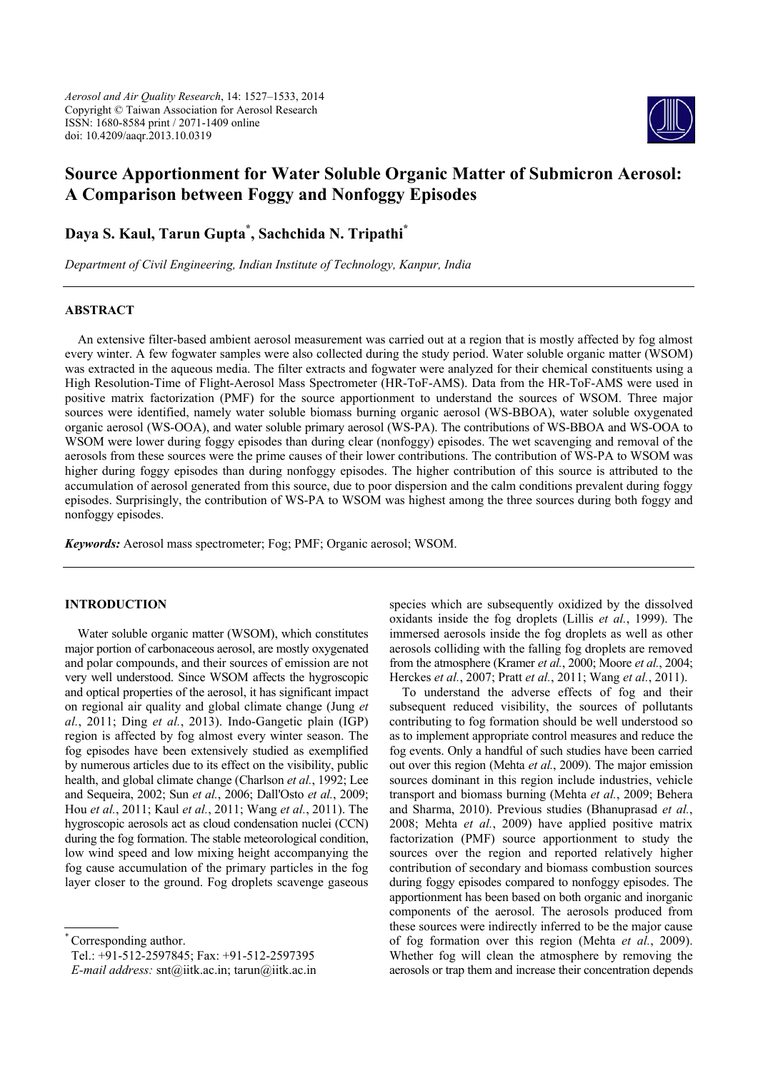*Aerosol and Air Quality Research*, 14: 1527–1533, 2014
Copyright © Taiwan Association for Aerosol Research
ISSN: 1680-8584 print / 2071-1409 online
doi: 10.4209/aaqr.2013.10.0319

# Source Apportionment for Water Soluble Organic Matter of Submicron Aerosol: A Comparison between Foggy and Nonfoggy Episodes

**Daya S. Kaul, Tarun Gupta*, Sachchida N. Tripathi***

*Department of Civil Engineering, Indian Institute of Technology, Kanpur, India*

## ABSTRACT

An extensive filter-based ambient aerosol measurement was carried out at a region that is mostly affected by fog almost every winter. A few fogwater samples were also collected during the study period. Water soluble organic matter (WSOM) was extracted in the aqueous media. The filter extracts and fogwater were analyzed for their chemical constituents using a High Resolution-Time of Flight-Aerosol Mass Spectrometer (HR-ToF-AMS). Data from the HR-ToF-AMS were used in positive matrix factorization (PMF) for the source apportionment to understand the sources of WSOM. Three major sources were identified, namely water soluble biomass burning organic aerosol (WS-BBOA), water soluble oxygenated organic aerosol (WS-OOA), and water soluble primary aerosol (WS-PA). The contributions of WS-BBOA and WS-OOA to WSOM were lower during foggy episodes than during clear (nonfoggy) episodes. The wet scavenging and removal of the aerosols from these sources were the prime causes of their lower contributions. The contribution of WS-PA to WSOM was higher during foggy episodes than during nonfoggy episodes. The higher contribution of this source is attributed to the accumulation of aerosol generated from this source, due to poor dispersion and the calm conditions prevalent during foggy episodes. Surprisingly, the contribution of WS-PA to WSOM was highest among the three sources during both foggy and nonfoggy episodes.

***Keywords:*** Aerosol mass spectrometer; Fog; PMF; Organic aerosol; WSOM.

## INTRODUCTION

Water soluble organic matter (WSOM), which constitutes major portion of carbonaceous aerosol, are mostly oxygenated and polar compounds, and their sources of emission are not very well understood. Since WSOM affects the hygroscopic and optical properties of the aerosol, it has significant impact on regional air quality and global climate change (Jung *et al.*, 2011; Ding *et al.*, 2013). Indo-Gangetic plain (IGP) region is affected by fog almost every winter season. The fog episodes have been extensively studied as exemplified by numerous articles due to its effect on the visibility, public health, and global climate change (Charlson *et al.*, 1992; Lee and Sequeira, 2002; Sun *et al.*, 2006; Dall'Osto *et al.*, 2009; Hou *et al.*, 2011; Kaul *et al.*, 2011; Wang *et al.*, 2011). The hygroscopic aerosols act as cloud condensation nuclei (CCN) during the fog formation. The stable meteorological condition, low wind speed and low mixing height accompanying the fog cause accumulation of the primary particles in the fog layer closer to the ground. Fog droplets scavenge gaseous species which are subsequently oxidized by the dissolved oxidants inside the fog droplets (Lillis *et al.*, 1999). The immersed aerosols inside the fog droplets as well as other aerosols colliding with the falling fog droplets are removed from the atmosphere (Kramer *et al.*, 2000; Moore *et al.*, 2004; Herckes *et al.*, 2007; Pratt *et al.*, 2011; Wang *et al.*, 2011).

To understand the adverse effects of fog and their subsequent reduced visibility, the sources of pollutants contributing to fog formation should be well understood so as to implement appropriate control measures and reduce the fog events. Only a handful of such studies have been carried out over this region (Mehta *et al.*, 2009). The major emission sources dominant in this region include industries, vehicle transport and biomass burning (Mehta *et al.*, 2009; Behera and Sharma, 2010). Previous studies (Bhanuprasad *et al.*, 2008; Mehta *et al.*, 2009) have applied positive matrix factorization (PMF) source apportionment to study the sources over the region and reported relatively higher contribution of secondary and biomass combustion sources during foggy episodes compared to nonfoggy episodes. The apportionment has been based on both organic and inorganic components of the aerosol. The aerosols produced from these sources were indirectly inferred to be the major cause of fog formation over this region (Mehta *et al.*, 2009). Whether fog will clean the atmosphere by removing the aerosols or trap them and increase their concentration depends

* Corresponding author.
Tel.: +91-512-2597845; Fax: +91-512-2597395
*E-mail address:* snt@iitk.ac.in; tarun@iitk.ac.in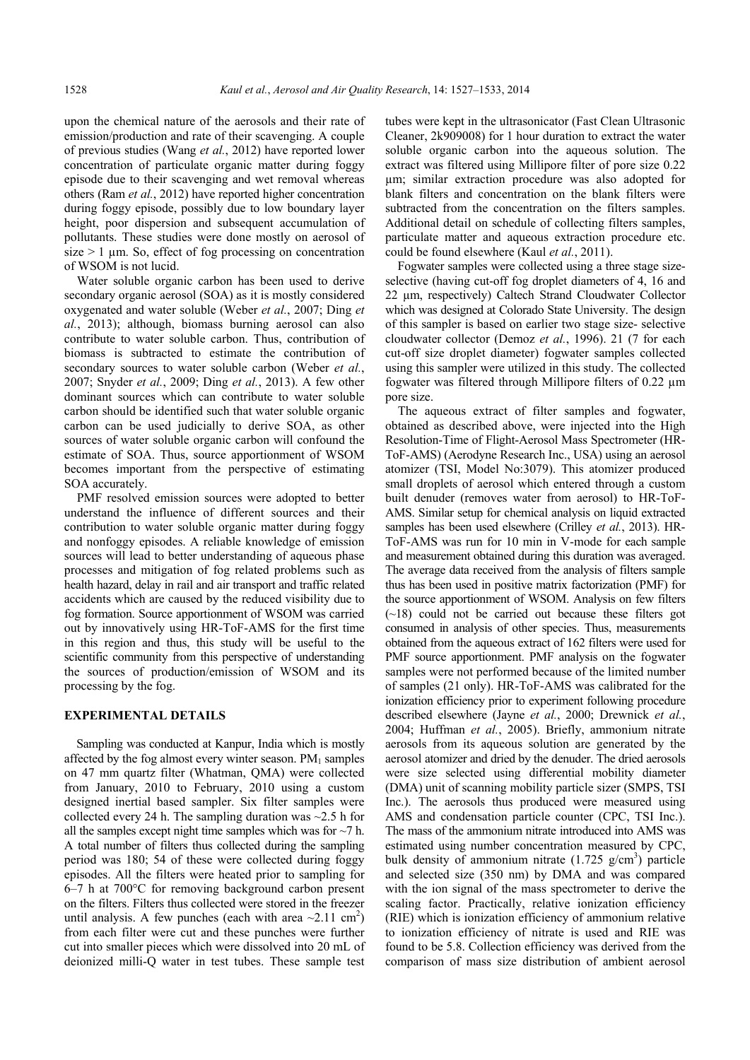upon the chemical nature of the aerosols and their rate of emission/production and rate of their scavenging. A couple of previous studies (Wang *et al.*, 2012) have reported lower concentration of particulate organic matter during foggy episode due to their scavenging and wet removal whereas others (Ram *et al.*, 2012) have reported higher concentration during foggy episode, possibly due to low boundary layer height, poor dispersion and subsequent accumulation of pollutants. These studies were done mostly on aerosol of size > 1 µm. So, effect of fog processing on concentration of WSOM is not lucid.

Water soluble organic carbon has been used to derive secondary organic aerosol (SOA) as it is mostly considered oxygenated and water soluble (Weber *et al.*, 2007; Ding *et al.*, 2013); although, biomass burning aerosol can also contribute to water soluble carbon. Thus, contribution of biomass is subtracted to estimate the contribution of secondary sources to water soluble carbon (Weber *et al.*, 2007; Snyder *et al.*, 2009; Ding *et al.*, 2013). A few other dominant sources which can contribute to water soluble carbon should be identified such that water soluble organic carbon can be used judicially to derive SOA, as other sources of water soluble organic carbon will confound the estimate of SOA. Thus, source apportionment of WSOM becomes important from the perspective of estimating SOA accurately.

PMF resolved emission sources were adopted to better understand the influence of different sources and their contribution to water soluble organic matter during foggy and nonfoggy episodes. A reliable knowledge of emission sources will lead to better understanding of aqueous phase processes and mitigation of fog related problems such as health hazard, delay in rail and air transport and traffic related accidents which are caused by the reduced visibility due to fog formation. Source apportionment of WSOM was carried out by innovatively using HR-ToF-AMS for the first time in this region and thus, this study will be useful to the scientific community from this perspective of understanding the sources of production/emission of WSOM and its processing by the fog.

## EXPERIMENTAL DETAILS

Sampling was conducted at Kanpur, India which is mostly affected by the fog almost every winter season. $PM_1$ samples on 47 mm quartz filter (Whatman, QMA) were collected from January, 2010 to February, 2010 using a custom designed inertial based sampler. Six filter samples were collected every 24 h. The sampling duration was ~2.5 h for all the samples except night time samples which was for ~7 h. A total number of filters thus collected during the sampling period was 180; 54 of these were collected during foggy episodes. All the filters were heated prior to sampling for 6–7 h at 700°C for removing background carbon present on the filters. Filters thus collected were stored in the freezer until analysis. A few punches (each with area ~2.11 cm$^2$) from each filter were cut and these punches were further cut into smaller pieces which were dissolved into 20 mL of deionized milli-Q water in test tubes. These sample test tubes were kept in the ultrasonicator (Fast Clean Ultrasonic Cleaner, 2k909008) for 1 hour duration to extract the water soluble organic carbon into the aqueous solution. The extract was filtered using Millipore filter of pore size 0.22 µm; similar extraction procedure was also adopted for blank filters and concentration on the blank filters were subtracted from the concentration on the filters samples. Additional detail on schedule of collecting filters samples, particulate matter and aqueous extraction procedure etc. could be found elsewhere (Kaul *et al.*, 2011).

Fogwater samples were collected using a three stage size-selective (having cut-off fog droplet diameters of 4, 16 and 22 µm, respectively) Caltech Strand Cloudwater Collector which was designed at Colorado State University. The design of this sampler is based on earlier two stage size- selective cloudwater collector (Demoz *et al.*, 1996). 21 (7 for each cut-off size droplet diameter) fogwater samples collected using this sampler were utilized in this study. The collected fogwater was filtered through Millipore filters of 0.22 µm pore size.

The aqueous extract of filter samples and fogwater, obtained as described above, were injected into the High Resolution-Time of Flight-Aerosol Mass Spectrometer (HR-ToF-AMS) (Aerodyne Research Inc., USA) using an aerosol atomizer (TSI, Model No:3079). This atomizer produced small droplets of aerosol which entered through a custom built denuder (removes water from aerosol) to HR-ToF-AMS. Similar setup for chemical analysis on liquid extracted samples has been used elsewhere (Crilley *et al.*, 2013). HR-ToF-AMS was run for 10 min in V-mode for each sample and measurement obtained during this duration was averaged. The average data received from the analysis of filters sample thus has been used in positive matrix factorization (PMF) for the source apportionment of WSOM. Analysis on few filters (~18) could not be carried out because these filters got consumed in analysis of other species. Thus, measurements obtained from the aqueous extract of 162 filters were used for PMF source apportionment. PMF analysis on the fogwater samples were not performed because of the limited number of samples (21 only). HR-ToF-AMS was calibrated for the ionization efficiency prior to experiment following procedure described elsewhere (Jayne *et al.*, 2000; Drewnick *et al.*, 2004; Huffman *et al.*, 2005). Briefly, ammonium nitrate aerosols from its aqueous solution are generated by the aerosol atomizer and dried by the denuder. The dried aerosols were size selected using differential mobility diameter (DMA) unit of scanning mobility particle sizer (SMPS, TSI Inc.). The aerosols thus produced were measured using AMS and condensation particle counter (CPC, TSI Inc.). The mass of the ammonium nitrate introduced into AMS was estimated using number concentration measured by CPC, bulk density of ammonium nitrate (1.725 g/cm$^3$) particle and selected size (350 nm) by DMA and was compared with the ion signal of the mass spectrometer to derive the scaling factor. Practically, relative ionization efficiency (RIE) which is ionization efficiency of ammonium relative to ionization efficiency of nitrate is used and RIE was found to be 5.8. Collection efficiency was derived from the comparison of mass size distribution of ambient aerosol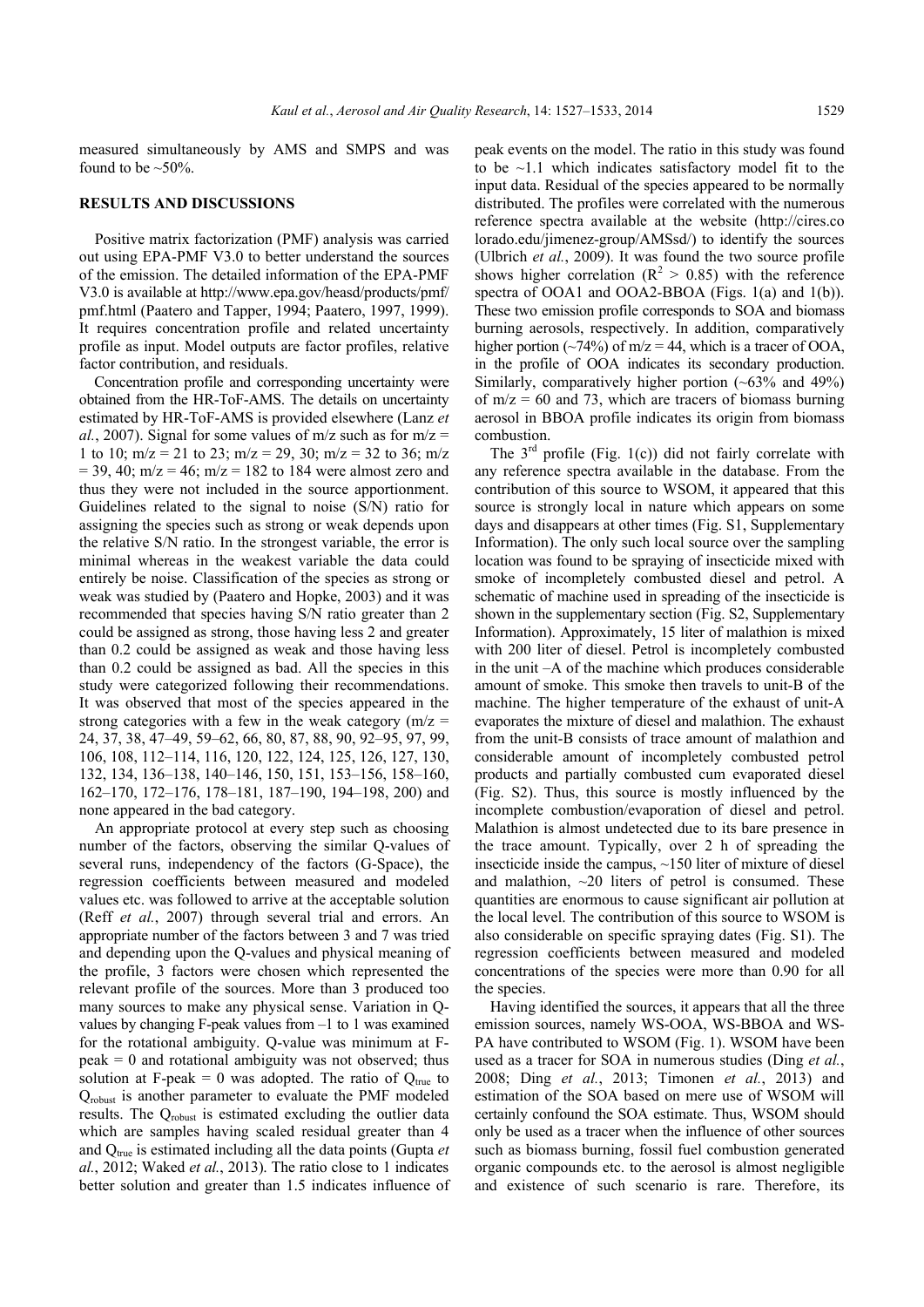measured simultaneously by AMS and SMPS and was found to be ~50%.

## RESULTS AND DISCUSSIONS

Positive matrix factorization (PMF) analysis was carried out using EPA-PMF V3.0 to better understand the sources of the emission. The detailed information of the EPA-PMF V3.0 is available at http://www.epa.gov/heasd/products/pmf/pmf.html (Paatero and Tapper, 1994; Paatero, 1997, 1999). It requires concentration profile and related uncertainty profile as input. Model outputs are factor profiles, relative factor contribution, and residuals.

Concentration profile and corresponding uncertainty were obtained from the HR-ToF-AMS. The details on uncertainty estimated by HR-ToF-AMS is provided elsewhere (Lanz *et al.*, 2007). Signal for some values of m/z such as for m/z = 1 to 10; m/z = 21 to 23; m/z = 29, 30; m/z = 32 to 36; m/z = 39, 40; m/z = 46; m/z = 182 to 184 were almost zero and thus they were not included in the source apportionment. Guidelines related to the signal to noise (S/N) ratio for assigning the species such as strong or weak depends upon the relative S/N ratio. In the strongest variable, the error is minimal whereas in the weakest variable the data could entirely be noise. Classification of the species as strong or weak was studied by (Paatero and Hopke, 2003) and it was recommended that species having S/N ratio greater than 2 could be assigned as strong, those having less 2 and greater than 0.2 could be assigned as weak and those having less than 0.2 could be assigned as bad. All the species in this study were categorized following their recommendations. It was observed that most of the species appeared in the strong categories with a few in the weak category (m/z = 24, 37, 38, 47–49, 59–62, 66, 80, 87, 88, 90, 92–95, 97, 99, 106, 108, 112–114, 116, 120, 122, 124, 125, 126, 127, 130, 132, 134, 136–138, 140–146, 150, 151, 153–156, 158–160, 162–170, 172–176, 178–181, 187–190, 194–198, 200) and none appeared in the bad category.

An appropriate protocol at every step such as choosing number of the factors, observing the similar Q-values of several runs, independency of the factors (G-Space), the regression coefficients between measured and modeled values etc. was followed to arrive at the acceptable solution (Reff *et al.*, 2007) through several trial and errors. An appropriate number of the factors between 3 and 7 was tried and depending upon the Q-values and physical meaning of the profile, 3 factors were chosen which represented the relevant profile of the sources. More than 3 produced too many sources to make any physical sense. Variation in Q-values by changing F-peak values from –1 to 1 was examined for the rotational ambiguity. Q-value was minimum at F-peak = 0 and rotational ambiguity was not observed; thus solution at F-peak = 0 was adopted. The ratio of $Q_{true}$ to $Q_{robust}$ is another parameter to evaluate the PMF modeled results. The $Q_{robust}$ is estimated excluding the outlier data which are samples having scaled residual greater than 4 and $Q_{true}$ is estimated including all the data points (Gupta *et al.*, 2012; Waked *et al.*, 2013). The ratio close to 1 indicates better solution and greater than 1.5 indicates influence of peak events on the model. The ratio in this study was found to be ~1.1 which indicates satisfactory model fit to the input data. Residual of the species appeared to be normally distributed. The profiles were correlated with the numerous reference spectra available at the website (http://cires.colorado.edu/jimenez-group/AMSsd/) to identify the sources (Ulbrich *et al.*, 2009). It was found the two source profile shows higher correlation ($R^2$ > 0.85) with the reference spectra of OOA1 and OOA2-BBOA (Figs. 1(a) and 1(b)). These two emission profile corresponds to SOA and biomass burning aerosols, respectively. In addition, comparatively higher portion (~74%) of m/z = 44, which is a tracer of OOA, in the profile of OOA indicates its secondary production. Similarly, comparatively higher portion (~63% and 49%) of m/z = 60 and 73, which are tracers of biomass burning aerosol in BBOA profile indicates its origin from biomass combustion.

The 3rd profile (Fig. 1(c)) did not fairly correlate with any reference spectra available in the database. From the contribution of this source to WSOM, it appeared that this source is strongly local in nature which appears on some days and disappears at other times (Fig. S1, Supplementary Information). The only such local source over the sampling location was found to be spraying of insecticide mixed with smoke of incompletely combusted diesel and petrol. A schematic of machine used in spreading of the insecticide is shown in the supplementary section (Fig. S2, Supplementary Information). Approximately, 15 liter of malathion is mixed with 200 liter of diesel. Petrol is incompletely combusted in the unit –A of the machine which produces considerable amount of smoke. This smoke then travels to unit-B of the machine. The higher temperature of the exhaust of unit-A evaporates the mixture of diesel and malathion. The exhaust from the unit-B consists of trace amount of malathion and considerable amount of incompletely combusted petrol products and partially combusted cum evaporated diesel (Fig. S2). Thus, this source is mostly influenced by the incomplete combustion/evaporation of diesel and petrol. Malathion is almost undetected due to its bare presence in the trace amount. Typically, over 2 h of spreading the insecticide inside the campus, ~150 liter of mixture of diesel and malathion, ~20 liters of petrol is consumed. These quantities are enormous to cause significant air pollution at the local level. The contribution of this source to WSOM is also considerable on specific spraying dates (Fig. S1). The regression coefficients between measured and modeled concentrations of the species were more than 0.90 for all the species.

Having identified the sources, it appears that all the three emission sources, namely WS-OOA, WS-BBOA and WS-PA have contributed to WSOM (Fig. 1). WSOM have been used as a tracer for SOA in numerous studies (Ding *et al.*, 2008; Ding *et al.*, 2013; Timonen *et al.*, 2013) and estimation of the SOA based on mere use of WSOM will certainly confound the SOA estimate. Thus, WSOM should only be used as a tracer when the influence of other sources such as biomass burning, fossil fuel combustion generated organic compounds etc. to the aerosol is almost negligible and existence of such scenario is rare. Therefore, its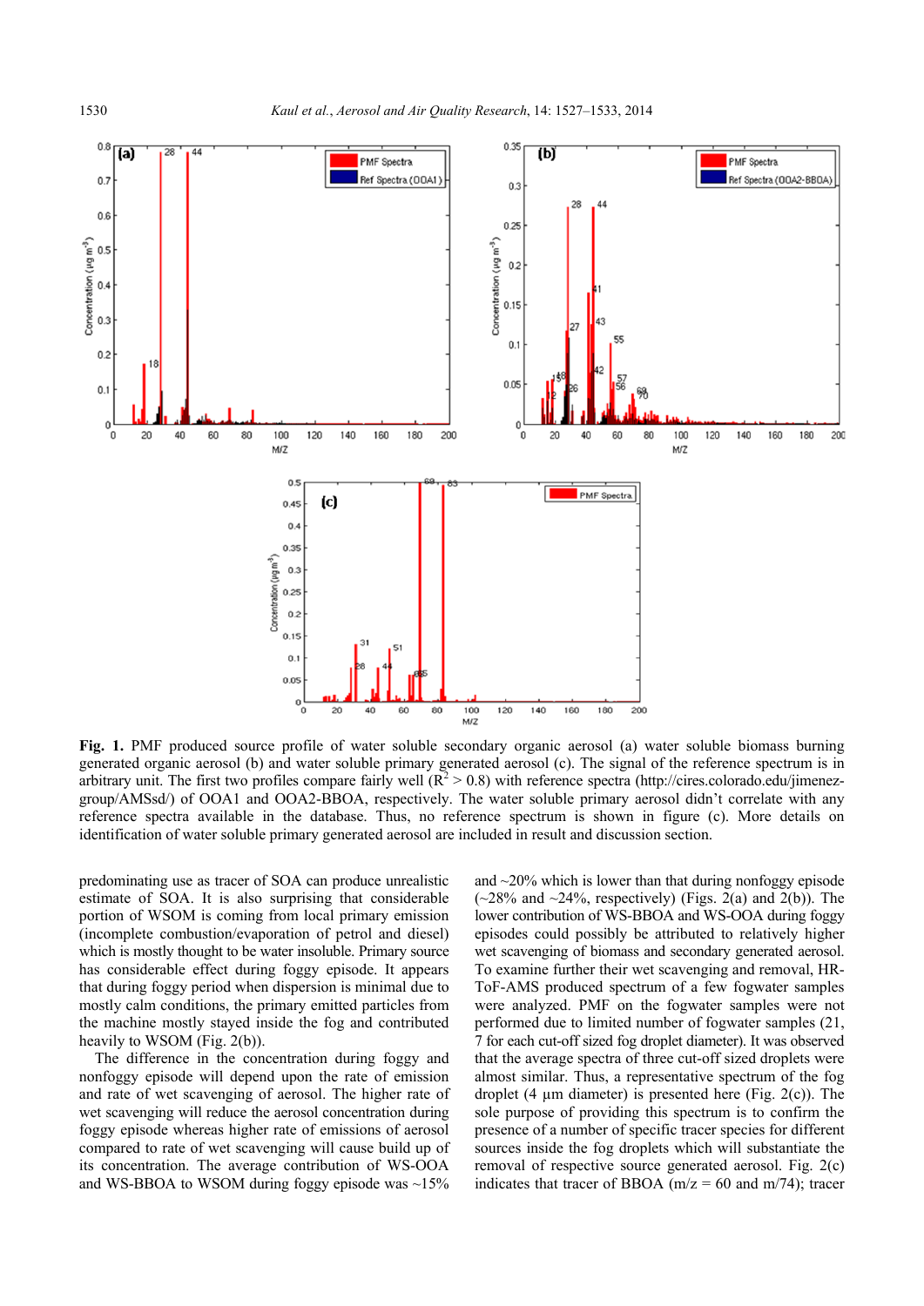Fig. 1. PMF produced source profile of water soluble secondary organic aerosol (a) water soluble biomass burning generated organic aerosol (b) and water soluble primary generated aerosol (c). The signal of the reference spectrum is in arbitrary unit. The first two profiles compare fairly well ($R^2 > 0.8$) with reference spectra (http://cires.colorado.edu/jimenez-group/AMSsd/) of OOA1 and OOA2-BBOA, respectively. The water soluble primary aerosol didn't correlate with any reference spectra available in the database. Thus, no reference spectrum is shown in figure (c). More details on identification of water soluble primary generated aerosol are included in result and discussion section.

predominating use as tracer of SOA can produce unrealistic estimate of SOA. It is also surprising that considerable portion of WSOM is coming from local primary emission (incomplete combustion/evaporation of petrol and diesel) which is mostly thought to be water insoluble. Primary source has considerable effect during foggy episode. It appears that during foggy period when dispersion is minimal due to mostly calm conditions, the primary emitted particles from the machine mostly stayed inside the fog and contributed heavily to WSOM (Fig. 2(b)).

The difference in the concentration during foggy and nonfoggy episode will depend upon the rate of emission and rate of wet scavenging of aerosol. The higher rate of wet scavenging will reduce the aerosol concentration during foggy episode whereas higher rate of emissions of aerosol compared to rate of wet scavenging will cause build up of its concentration. The average contribution of WS-OOA and WS-BBOA to WSOM during foggy episode was ~15% and ~20% which is lower than that during nonfoggy episode (~28% and ~24%, respectively) (Figs. 2(a) and 2(b)). The lower contribution of WS-BBOA and WS-OOA during foggy episodes could possibly be attributed to relatively higher wet scavenging of biomass and secondary generated aerosol. To examine further their wet scavenging and removal, HR-ToF-AMS produced spectrum of a few fogwater samples were analyzed. PMF on the fogwater samples were not performed due to limited number of fogwater samples (21, 7 for each cut-off sized fog droplet diameter). It was observed that the average spectra of three cut-off sized droplets were almost similar. Thus, a representative spectrum of the fog droplet (4 µm diameter) is presented here (Fig. 2(c)). The sole purpose of providing this spectrum is to confirm the presence of a number of specific tracer species for different sources inside the fog droplets which will substantiate the removal of respective source generated aerosol. Fig. 2(c) indicates that tracer of BBOA (m/z = 60 and m/74); tracer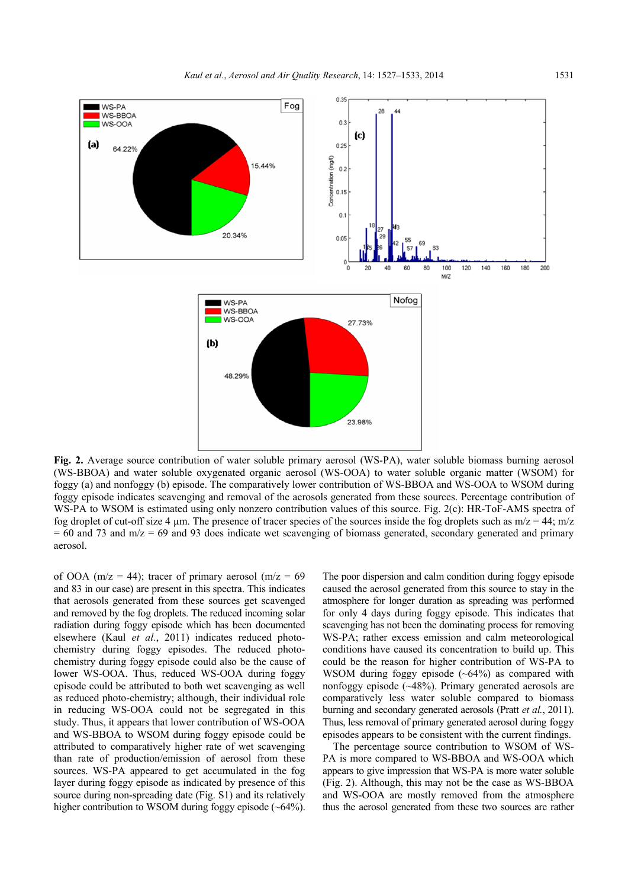Fog

WS-PA
WS-BBOA
WS-OOA

(a)

64.22%
15.44%
20.34%

(c)

Concentration (mg/l)

0.35
0.3
0.25
0.2
0.15
0.1
0.05
0

0 20 40 60 80 100 120 140 160 180 200

M/Z

28 44 18 27 29 43 15 26 42 55 57 69 83

Nofog

WS-PA
WS-BBOA
WS-OOA

(b)

48.29%
27.73%
23.98%

**Fig. 2.** Average source contribution of water soluble primary aerosol (WS-PA), water soluble biomass burning aerosol (WS-BBOA) and water soluble oxygenated organic aerosol (WS-OOA) to water soluble organic matter (WSOM) for foggy (a) and nonfoggy (b) episode. The comparatively lower contribution of WS-BBOA and WS-OOA to WSOM during foggy episode indicates scavenging and removal of the aerosols generated from these sources. Percentage contribution of WS-PA to WSOM is estimated using only nonzero contribution values of this source. Fig. 2(c): HR-ToF-AMS spectra of fog droplet of cut-off size 4 µm. The presence of tracer species of the sources inside the fog droplets such as m/z = 44; m/z = 60 and 73 and m/z = 69 and 93 does indicate wet scavenging of biomass generated, secondary generated and primary aerosol.

of OOA (m/z = 44); tracer of primary aerosol (m/z = 69 and 83 in our case) are present in this spectra. This indicates that aerosols generated from these sources get scavenged and removed by the fog droplets. The reduced incoming solar radiation during foggy episode which has been documented elsewhere (Kaul *et al.*, 2011) indicates reduced photo-chemistry during foggy episodes. The reduced photo-chemistry during foggy episode could also be the cause of lower WS-OOA. Thus, reduced WS-OOA during foggy episode could be attributed to both wet scavenging as well as reduced photo-chemistry; although, their individual role in reducing WS-OOA could not be segregated in this study. Thus, it appears that lower contribution of WS-OOA and WS-BBOA to WSOM during foggy episode could be attributed to comparatively higher rate of wet scavenging than rate of production/emission of aerosol from these sources. WS-PA appeared to get accumulated in the fog layer during foggy episode as indicated by presence of this source during non-spreading date (Fig. S1) and its relatively higher contribution to WSOM during foggy episode (~64%). The poor dispersion and calm condition during foggy episode caused the aerosol generated from this source to stay in the atmosphere for longer duration as spreading was performed for only 4 days during foggy episode. This indicates that scavenging has not been the dominating process for removing WS-PA; rather excess emission and calm meteorological conditions have caused its concentration to build up. This could be the reason for higher contribution of WS-PA to WSOM during foggy episode (~64%) as compared with nonfoggy episode (~48%). Primary generated aerosols are comparatively less water soluble compared to biomass burning and secondary generated aerosols (Pratt *et al.*, 2011). Thus, less removal of primary generated aerosol during foggy episodes appears to be consistent with the current findings.

The percentage source contribution to WSOM of WS-PA is more compared to WS-BBOA and WS-OOA which appears to give impression that WS-PA is more water soluble (Fig. 2). Although, this may not be the case as WS-BBOA and WS-OOA are mostly removed from the atmosphere thus the aerosol generated from these two sources are rather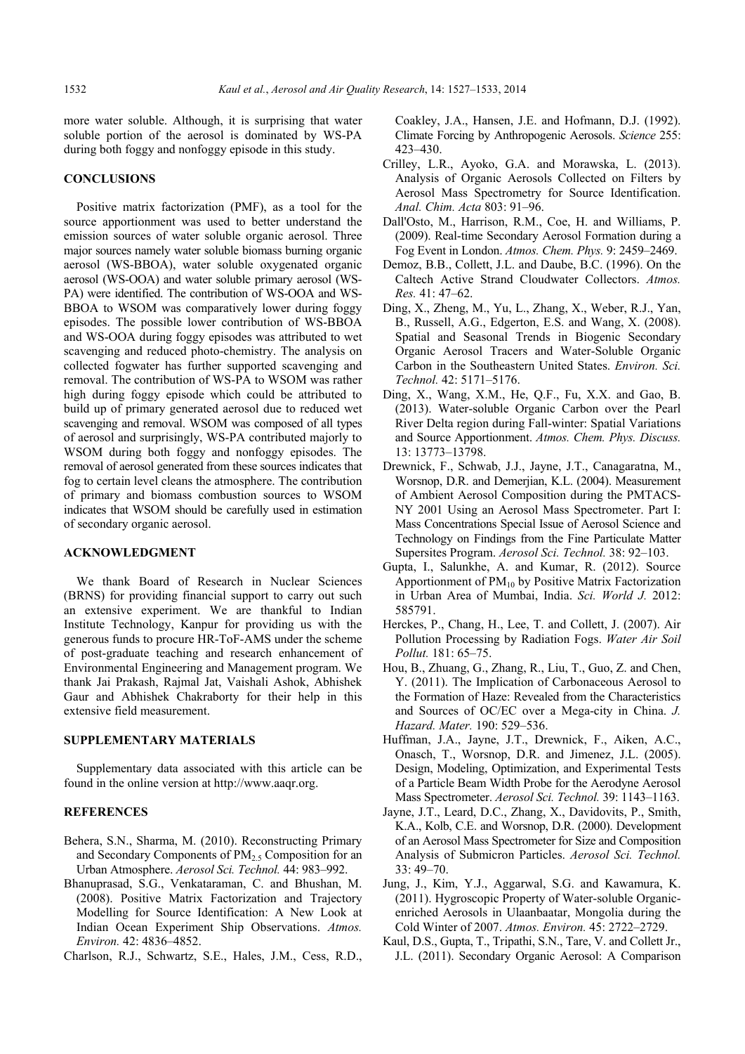more water soluble. Although, it is surprising that water soluble portion of the aerosol is dominated by WS-PA during both foggy and nonfoggy episode in this study.

## CONCLUSIONS

Positive matrix factorization (PMF), as a tool for the source apportionment was used to better understand the emission sources of water soluble organic aerosol. Three major sources namely water soluble biomass burning organic aerosol (WS-BBOA), water soluble oxygenated organic aerosol (WS-OOA) and water soluble primary aerosol (WS-PA) were identified. The contribution of WS-OOA and WS-BBOA to WSOM was comparatively lower during foggy episodes. The possible lower contribution of WS-BBOA and WS-OOA during foggy episodes was attributed to wet scavenging and reduced photo-chemistry. The analysis on collected fogwater has further supported scavenging and removal. The contribution of WS-PA to WSOM was rather high during foggy episode which could be attributed to build up of primary generated aerosol due to reduced wet scavenging and removal. WSOM was composed of all types of aerosol and surprisingly, WS-PA contributed majorly to WSOM during both foggy and nonfoggy episodes. The removal of aerosol generated from these sources indicates that fog to certain level cleans the atmosphere. The contribution of primary and biomass combustion sources to WSOM indicates that WSOM should be carefully used in estimation of secondary organic aerosol.

## ACKNOWLEDGMENT

We thank Board of Research in Nuclear Sciences (BRNS) for providing financial support to carry out such an extensive experiment. We are thankful to Indian Institute Technology, Kanpur for providing us with the generous funds to procure HR-ToF-AMS under the scheme of post-graduate teaching and research enhancement of Environmental Engineering and Management program. We thank Jai Prakash, Rajmal Jat, Vaishali Ashok, Abhishek Gaur and Abhishek Chakraborty for their help in this extensive field measurement.

## SUPPLEMENTARY MATERIALS

Supplementary data associated with this article can be found in the online version at http://www.aaqr.org.

## REFERENCES

Behera, S.N., Sharma, M. (2010). Reconstructing Primary and Secondary Components of $PM_{2.5}$ Composition for an Urban Atmosphere. *Aerosol Sci. Technol.* 44: 983–992.

Bhanuprasad, S.G., Venkataraman, C. and Bhushan, M. (2008). Positive Matrix Factorization and Trajectory Modelling for Source Identification: A New Look at Indian Ocean Experiment Ship Observations. *Atmos. Environ.* 42: 4836–4852.

Charlson, R.J., Schwartz, S.E., Hales, J.M., Cess, R.D., Coakley, J.A., Hansen, J.E. and Hofmann, D.J. (1992). Climate Forcing by Anthropogenic Aerosols. *Science* 255: 423–430.

Crilley, L.R., Ayoko, G.A. and Morawska, L. (2013). Analysis of Organic Aerosols Collected on Filters by Aerosol Mass Spectrometry for Source Identification. *Anal. Chim. Acta* 803: 91–96.

Dall'Osto, M., Harrison, R.M., Coe, H. and Williams, P. (2009). Real-time Secondary Aerosol Formation during a Fog Event in London. *Atmos. Chem. Phys.* 9: 2459–2469.

Demoz, B.B., Collett, J.L. and Daube, B.C. (1996). On the Caltech Active Strand Cloudwater Collectors. *Atmos. Res.* 41: 47–62.

Ding, X., Zheng, M., Yu, L., Zhang, X., Weber, R.J., Yan, B., Russell, A.G., Edgerton, E.S. and Wang, X. (2008). Spatial and Seasonal Trends in Biogenic Secondary Organic Aerosol Tracers and Water-Soluble Organic Carbon in the Southeastern United States. *Environ. Sci. Technol.* 42: 5171–5176.

Ding, X., Wang, X.M., He, Q.F., Fu, X.X. and Gao, B. (2013). Water-soluble Organic Carbon over the Pearl River Delta region during Fall-winter: Spatial Variations and Source Apportionment. *Atmos. Chem. Phys. Discuss.* 13: 13773–13798.

Drewnick, F., Schwab, J.J., Jayne, J.T., Canagaratna, M., Worsnop, D.R. and Demerjian, K.L. (2004). Measurement of Ambient Aerosol Composition during the PMTACS-NY 2001 Using an Aerosol Mass Spectrometer. Part I: Mass Concentrations Special Issue of Aerosol Science and Technology on Findings from the Fine Particulate Matter Supersites Program. *Aerosol Sci. Technol.* 38: 92–103.

Gupta, I., Salunkhe, A. and Kumar, R. (2012). Source Apportionment of $PM_{10}$ by Positive Matrix Factorization in Urban Area of Mumbai, India. *Sci. World J.* 2012: 585791.

Herckes, P., Chang, H., Lee, T. and Collett, J. (2007). Air Pollution Processing by Radiation Fogs. *Water Air Soil Pollut.* 181: 65–75.

Hou, B., Zhuang, G., Zhang, R., Liu, T., Guo, Z. and Chen, Y. (2011). The Implication of Carbonaceous Aerosol to the Formation of Haze: Revealed from the Characteristics and Sources of OC/EC over a Mega-city in China. *J. Hazard. Mater.* 190: 529–536.

Huffman, J.A., Jayne, J.T., Drewnick, F., Aiken, A.C., Onasch, T., Worsnop, D.R. and Jimenez, J.L. (2005). Design, Modeling, Optimization, and Experimental Tests of a Particle Beam Width Probe for the Aerodyne Aerosol Mass Spectrometer. *Aerosol Sci. Technol.* 39: 1143–1163.

Jayne, J.T., Leard, D.C., Zhang, X., Davidovits, P., Smith, K.A., Kolb, C.E. and Worsnop, D.R. (2000). Development of an Aerosol Mass Spectrometer for Size and Composition Analysis of Submicron Particles. *Aerosol Sci. Technol.* 33: 49–70.

Jung, J., Kim, Y.J., Aggarwal, S.G. and Kawamura, K. (2011). Hygroscopic Property of Water-soluble Organic-enriched Aerosols in Ulaanbaatar, Mongolia during the Cold Winter of 2007. *Atmos. Environ.* 45: 2722–2729.

Kaul, D.S., Gupta, T., Tripathi, S.N., Tare, V. and Collett Jr., J.L. (2011). Secondary Organic Aerosol: A Comparison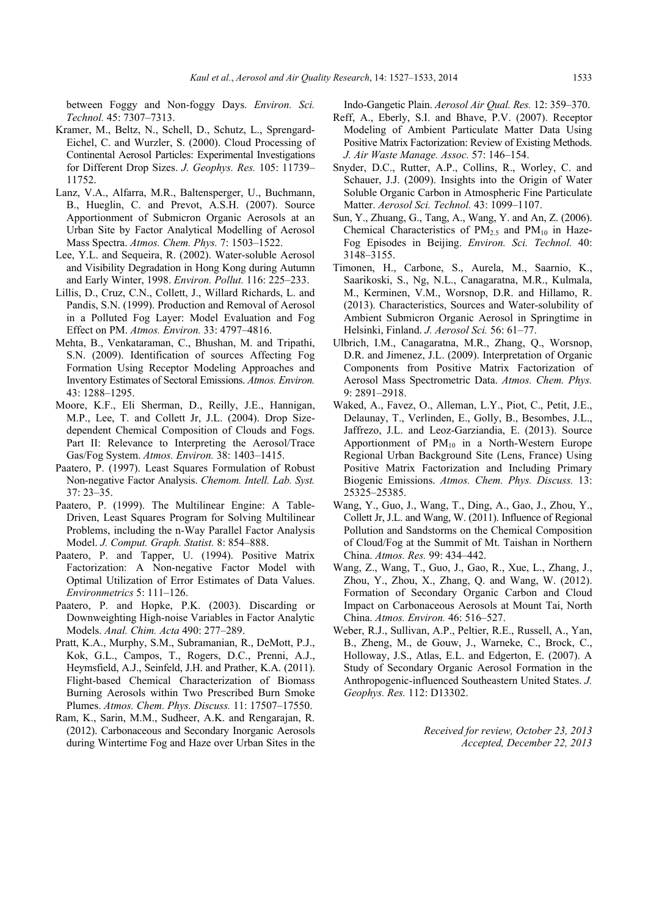between Foggy and Non-foggy Days. *Environ. Sci. Technol.* 45: 7307–7313.

Kramer, M., Beltz, N., Schell, D., Schutz, L., Sprengard-Eichel, C. and Wurzler, S. (2000). Cloud Processing of Continental Aerosol Particles: Experimental Investigations for Different Drop Sizes. *J. Geophys. Res.* 105: 11739–11752.

Lanz, V.A., Alfarra, M.R., Baltensperger, U., Buchmann, B., Hueglin, C. and Prevot, A.S.H. (2007). Source Apportionment of Submicron Organic Aerosols at an Urban Site by Factor Analytical Modelling of Aerosol Mass Spectra. *Atmos. Chem. Phys.* 7: 1503–1522.

Lee, Y.L. and Sequeira, R. (2002). Water-soluble Aerosol and Visibility Degradation in Hong Kong during Autumn and Early Winter, 1998. *Environ. Pollut.* 116: 225–233.

Lillis, D., Cruz, C.N., Collett, J., Willard Richards, L. and Pandis, S.N. (1999). Production and Removal of Aerosol in a Polluted Fog Layer: Model Evaluation and Fog Effect on PM. *Atmos. Environ.* 33: 4797–4816.

Mehta, B., Venkataraman, C., Bhushan, M. and Tripathi, S.N. (2009). Identification of sources Affecting Fog Formation Using Receptor Modeling Approaches and Inventory Estimates of Sectoral Emissions. *Atmos. Environ.* 43: 1288–1295.

Moore, K.F., Eli Sherman, D., Reilly, J.E., Hannigan, M.P., Lee, T. and Collett Jr, J.L. (2004). Drop Size-dependent Chemical Composition of Clouds and Fogs. Part II: Relevance to Interpreting the Aerosol/Trace Gas/Fog System. *Atmos. Environ.* 38: 1403–1415.

Paatero, P. (1997). Least Squares Formulation of Robust Non-negative Factor Analysis. *Chemom. Intell. Lab. Syst.* 37: 23–35.

Paatero, P. (1999). The Multilinear Engine: A Table-Driven, Least Squares Program for Solving Multilinear Problems, including the n-Way Parallel Factor Analysis Model. *J. Comput. Graph. Statist.* 8: 854–888.

Paatero, P. and Tapper, U. (1994). Positive Matrix Factorization: A Non-negative Factor Model with Optimal Utilization of Error Estimates of Data Values. *Environmetrics* 5: 111–126.

Paatero, P. and Hopke, P.K. (2003). Discarding or Downweighting High-noise Variables in Factor Analytic Models. *Anal. Chim. Acta* 490: 277–289.

Pratt, K.A., Murphy, S.M., Subramanian, R., DeMott, P.J., Kok, G.L., Campos, T., Rogers, D.C., Prenni, A.J., Heymsfield, A.J., Seinfeld, J.H. and Prather, K.A. (2011). Flight-based Chemical Characterization of Biomass Burning Aerosols within Two Prescribed Burn Smoke Plumes. *Atmos. Chem. Phys. Discuss.* 11: 17507–17550.

Ram, K., Sarin, M.M., Sudheer, A.K. and Rengarajan, R. (2012). Carbonaceous and Secondary Inorganic Aerosols during Wintertime Fog and Haze over Urban Sites in the Indo-Gangetic Plain. *Aerosol Air Qual. Res.* 12: 359–370.

Reff, A., Eberly, S.I. and Bhave, P.V. (2007). Receptor Modeling of Ambient Particulate Matter Data Using Positive Matrix Factorization: Review of Existing Methods. *J. Air Waste Manage. Assoc.* 57: 146–154.

Snyder, D.C., Rutter, A.P., Collins, R., Worley, C. and Schauer, J.J. (2009). Insights into the Origin of Water Soluble Organic Carbon in Atmospheric Fine Particulate Matter. *Aerosol Sci. Technol.* 43: 1099–1107.

Sun, Y., Zhuang, G., Tang, A., Wang, Y. and An, Z. (2006). Chemical Characteristics of $PM_{2.5}$ and $PM_{10}$ in Haze-Fog Episodes in Beijing. *Environ. Sci. Technol.* 40: 3148–3155.

Timonen, H., Carbone, S., Aurela, M., Saarnio, K., Saarikoski, S., Ng, N.L., Canagaratna, M.R., Kulmala, M., Kerminen, V.M., Worsnop, D.R. and Hillamo, R. (2013). Characteristics, Sources and Water-solubility of Ambient Submicron Organic Aerosol in Springtime in Helsinki, Finland. *J. Aerosol Sci.* 56: 61–77.

Ulbrich, I.M., Canagaratna, M.R., Zhang, Q., Worsnop, D.R. and Jimenez, J.L. (2009). Interpretation of Organic Components from Positive Matrix Factorization of Aerosol Mass Spectrometric Data. *Atmos. Chem. Phys.* 9: 2891–2918.

Waked, A., Favez, O., Alleman, L.Y., Piot, C., Petit, J.E., Delaunay, T., Verlinden, E., Golly, B., Besombes, J.L., Jaffrezo, J.L. and Leoz-Garziandia, E. (2013). Source Apportionment of $PM_{10}$ in a North-Western Europe Regional Urban Background Site (Lens, France) Using Positive Matrix Factorization and Including Primary Biogenic Emissions. *Atmos. Chem. Phys. Discuss.* 13: 25325–25385.

Wang, Y., Guo, J., Wang, T., Ding, A., Gao, J., Zhou, Y., Collett Jr, J.L. and Wang, W. (2011). Influence of Regional Pollution and Sandstorms on the Chemical Composition of Cloud/Fog at the Summit of Mt. Taishan in Northern China. *Atmos. Res.* 99: 434–442.

Wang, Z., Wang, T., Guo, J., Gao, R., Xue, L., Zhang, J., Zhou, Y., Zhou, X., Zhang, Q. and Wang, W. (2012). Formation of Secondary Organic Carbon and Cloud Impact on Carbonaceous Aerosols at Mount Tai, North China. *Atmos. Environ.* 46: 516–527.

Weber, R.J., Sullivan, A.P., Peltier, R.E., Russell, A., Yan, B., Zheng, M., de Gouw, J., Warneke, C., Brock, C., Holloway, J.S., Atlas, E.L. and Edgerton, E. (2007). A Study of Secondary Organic Aerosol Formation in the Anthropogenic-influenced Southeastern United States. *J. Geophys. Res.* 112: D13302.

*Received for review, October 23, 2013*
*Accepted, December 22, 2013*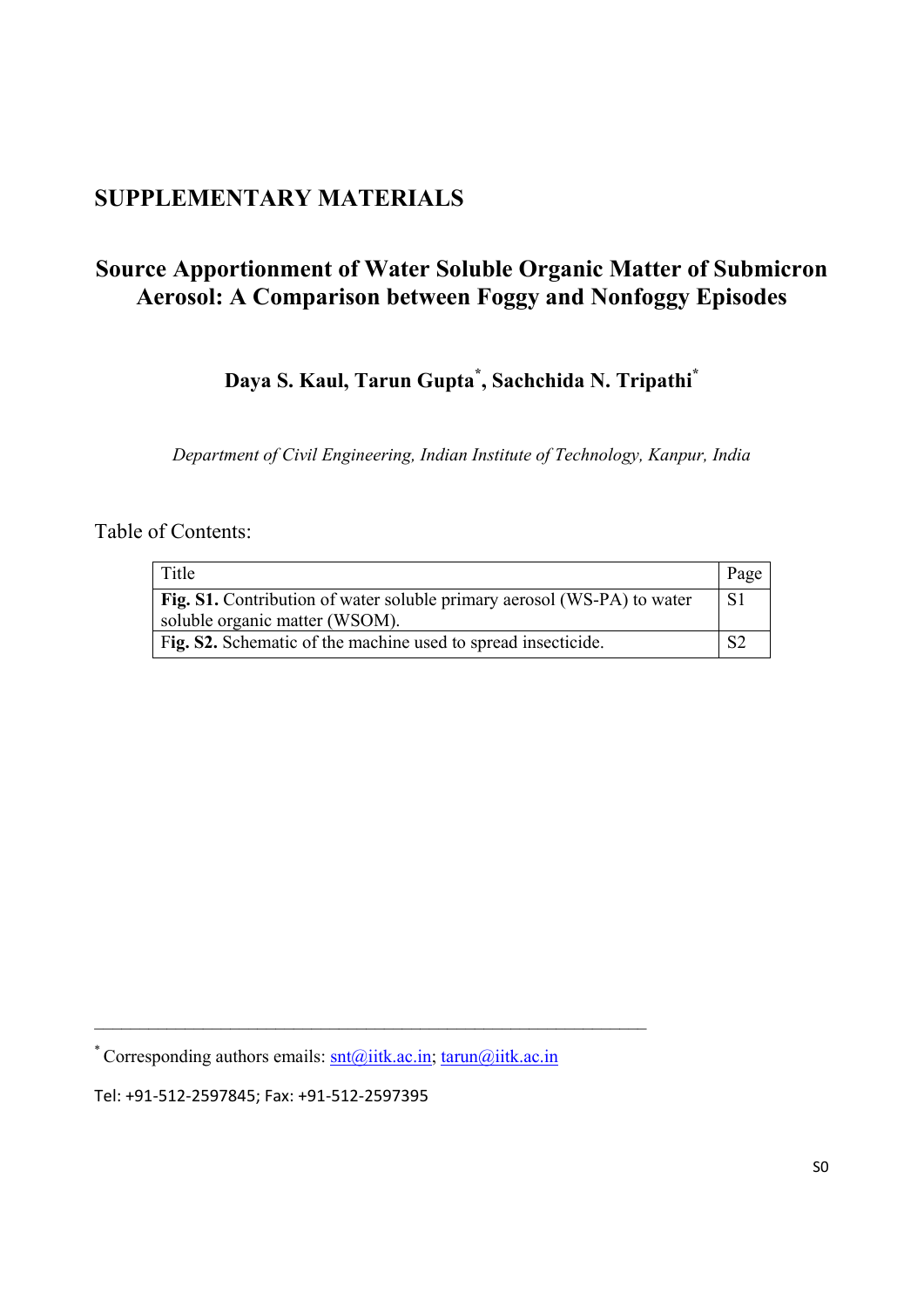# SUPPLEMENTARY MATERIALS

## Source Apportionment of Water Soluble Organic Matter of Submicron Aerosol: A Comparison between Foggy and Nonfoggy Episodes

**Daya S. Kaul, Tarun Gupta*, Sachchida N. Tripathi***

*Department of Civil Engineering, Indian Institute of Technology, Kanpur, India*

Table of Contents:

| Title | Page |
|---|---|
| **Fig. S1.** Contribution of water soluble primary aerosol (WS-PA) to water soluble organic matter (WSOM). | S1 |
| **Fig. S2.** Schematic of the machine used to spread insecticide. | S2 |

---

* Corresponding authors emails: snt@iitk.ac.in; tarun@iitk.ac.in

Tel: +91-512-2597845; Fax: +91-512-2597395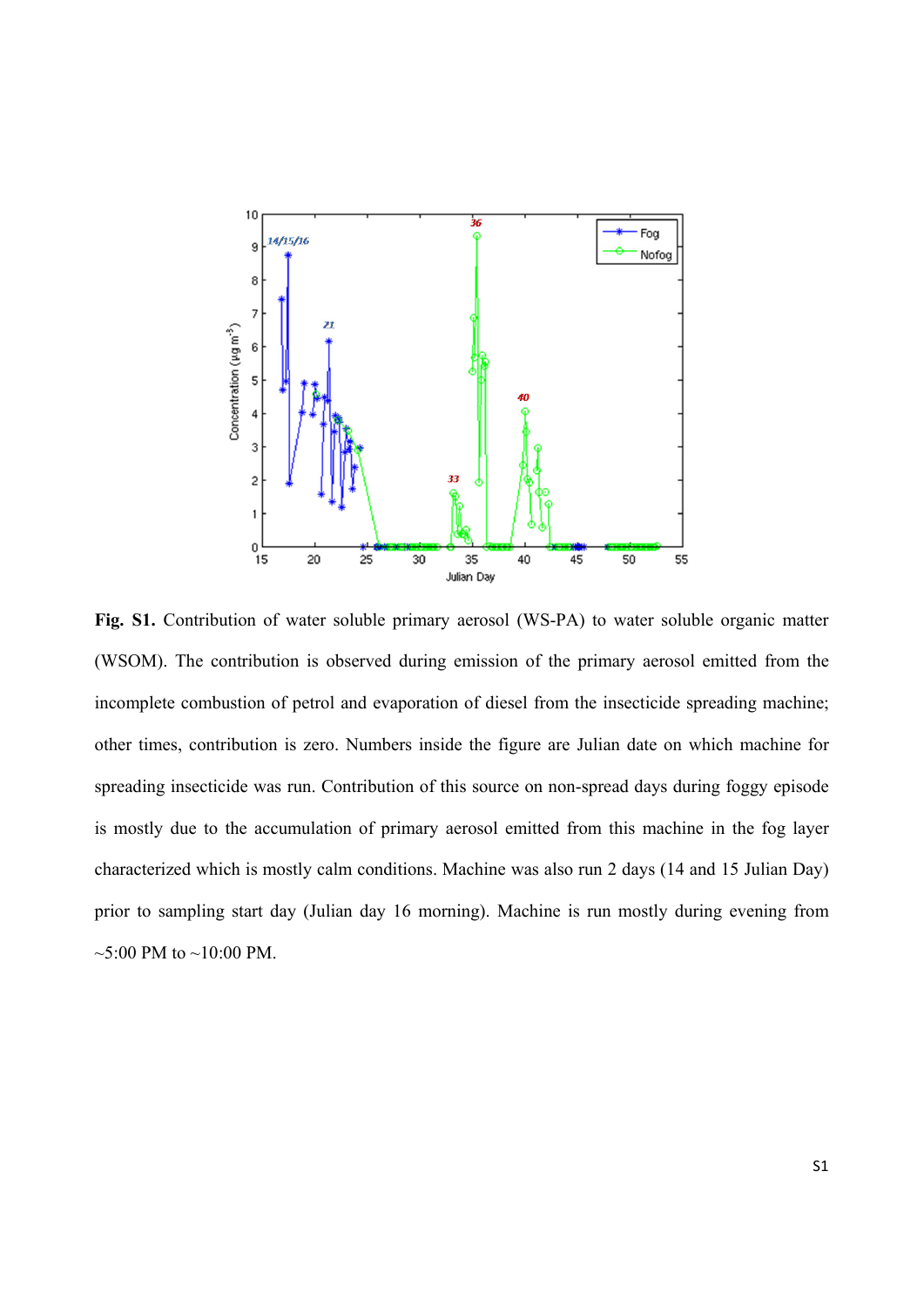10
9
8
7
6
5
4
3
2
1
0
15
20
25
30
35
40
45
50
55

Concentration ($\mu g\ m^{-3}$)

Julian Day

14/15/16
21
33
36
40

Fog
Nofog

**Fig. S1.** Contribution of water soluble primary aerosol (WS-PA) to water soluble organic matter (WSOM). The contribution is observed during emission of the primary aerosol emitted from the incomplete combustion of petrol and evaporation of diesel from the insecticide spreading machine; other times, contribution is zero. Numbers inside the figure are Julian date on which machine for spreading insecticide was run. Contribution of this source on non-spread days during foggy episode is mostly due to the accumulation of primary aerosol emitted from this machine in the fog layer characterized which is mostly calm conditions. Machine was also run 2 days (14 and 15 Julian Day) prior to sampling start day (Julian day 16 morning). Machine is run mostly during evening from ~5:00 PM to ~10:00 PM.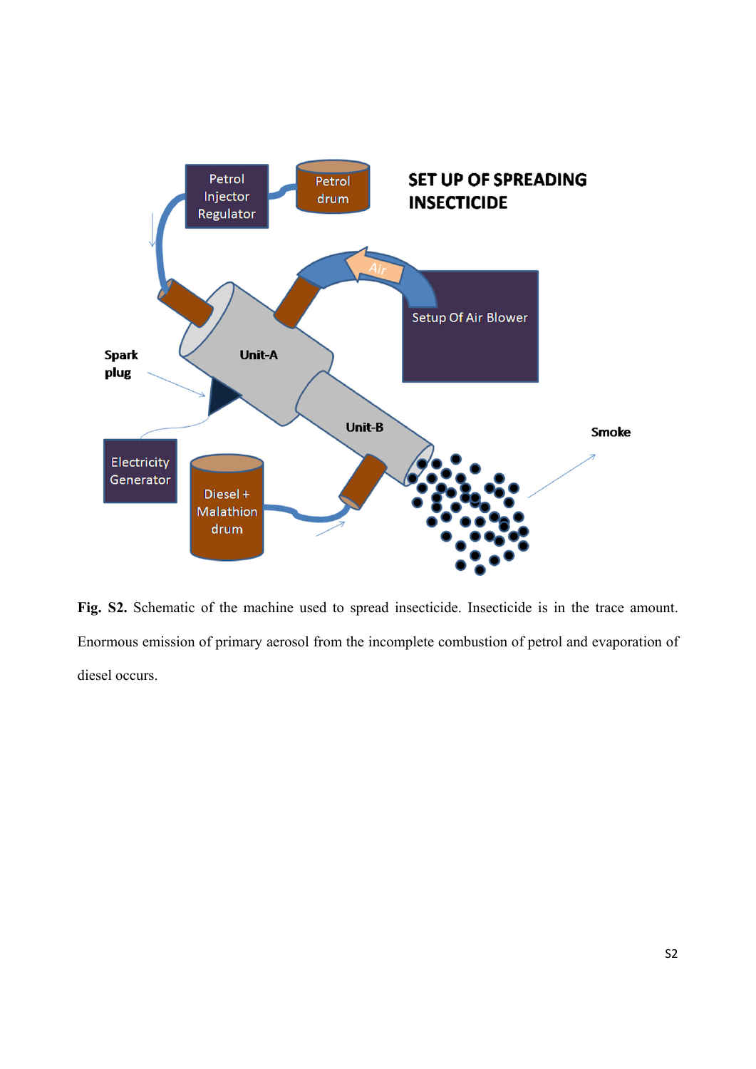SET UP OF SPREADING INSECTICIDE

Petrol Injector Regulator

Petrol drum

Air

Setup Of Air Blower

Spark plug

Unit-A

Unit-B

Smoke

Electricity Generator

Diesel + Malathion drum

**Fig. S2.** Schematic of the machine used to spread insecticide. Insecticide is in the trace amount. Enormous emission of primary aerosol from the incomplete combustion of petrol and evaporation of diesel occurs.